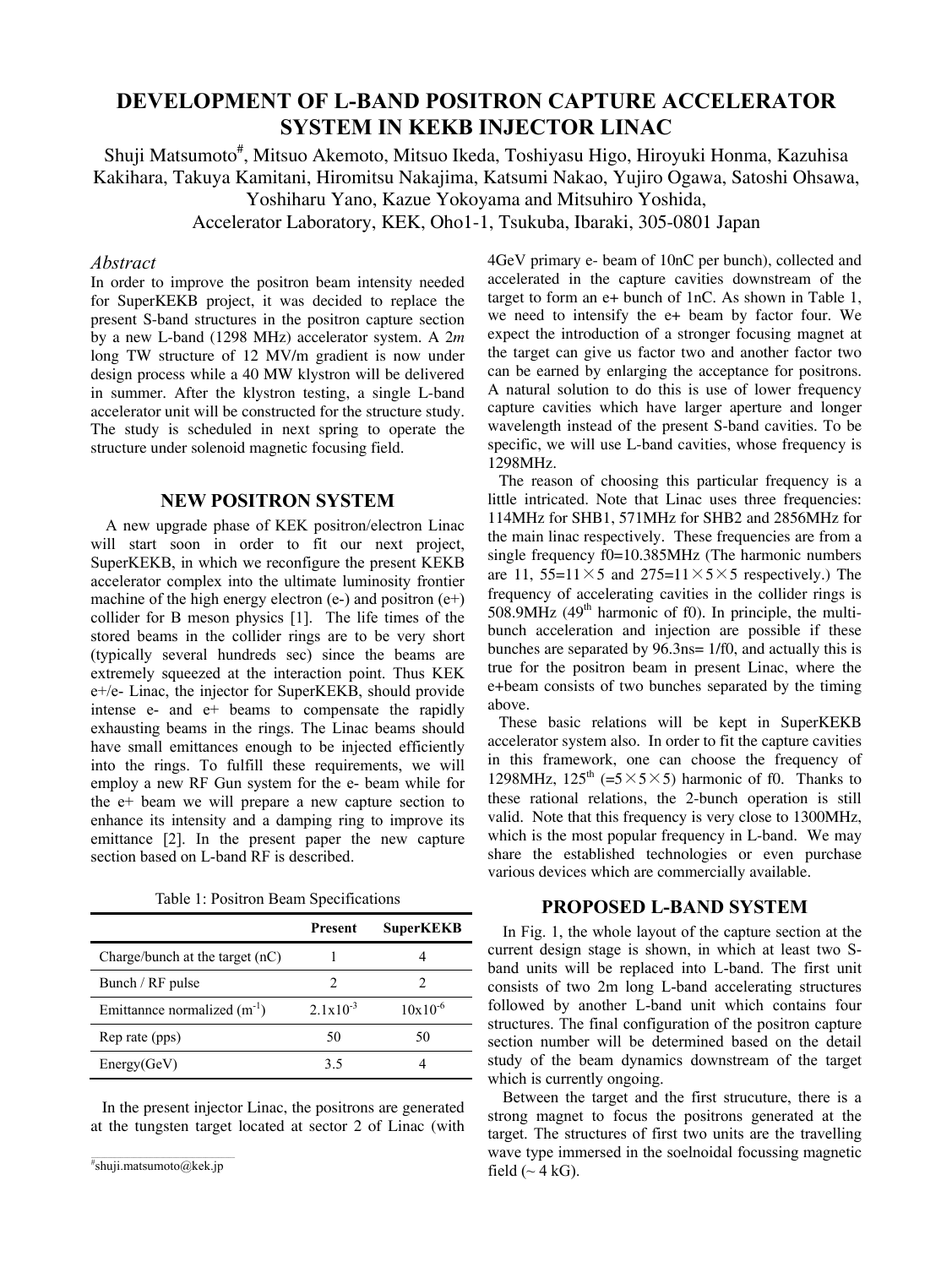# DEVELOPMENT OF L-BAND POSITRON CAPTURE ACCELERATOR SYSTEM IN KEKB INJECTOR LINAC

Shuji Matsumoto#, Mitsuo Akemoto, Mitsuo Ikeda, Toshiyasu Higo, Hiroyuki Honma, Kazuhisa Kakihara, Takuya Kamitani, Hiromitsu Nakajima, Katsumi Nakao, Yujiro Ogawa, Satoshi Ohsawa, Yoshiharu Yano, Kazue Yokoyama and Mitsuhiro Yoshida,

Accelerator Laboratory, KEK, Oho1-1, Tsukuba, Ibaraki, 305-0801 Japan

### *Abstract*

In order to improve the positron beam intensity needed for SuperKEKB project, it was decided to replace the present S-band structures in the positron capture section by a new L-band (1298 MHz) accelerator system. A 2*m* long TW structure of 12 MV/m gradient is now under design process while a 40 MW klystron will be delivered in summer. After the klystron testing, a single L-band accelerator unit will be constructed for the structure study. The study is scheduled in next spring to operate the structure under solenoid magnetic focusing field.

## NEW POSITRON SYSTEM

A new upgrade phase of KEK positron/electron Linac will start soon in order to fit our next project, SuperKEKB, in which we reconfigure the present KEKB accelerator complex into the ultimate luminosity frontier machine of the high energy electron (e-) and positron (e+) collider for B meson physics [1]. The life times of the stored beams in the collider rings are to be very short (typically several hundreds sec) since the beams are extremely squeezed at the interaction point. Thus KEK e+/e- Linac, the injector for SuperKEKB, should provide intense e- and e+ beams to compensate the rapidly exhausting beams in the rings. The Linac beams should have small emittances enough to be injected efficiently into the rings. To fulfill these requirements, we will employ a new RF Gun system for the e- beam while for the e+ beam we will prepare a new capture section to enhance its intensity and a damping ring to improve its emittance [2]. In the present paper the new capture section based on L-band RF is described.

Table 1: Positron Beam Specifications

| | Present | SuperKEKB |
|---|---|---|
| Charge/bunch at the target (nC) | 1 | 4 |
| Bunch / RF pulse | 2 | 2 |
| Emittannce normalized ($m^{-1}$) | $2.1x10^{-3}$ | $10x10^{-6}$ |
| Rep rate (pps) | 50 | 50 |
| Energy(GeV) | 3.5 | 4 |

In the present injector Linac, the positrons are generated at the tungsten target located at sector 2 of Linac (with 4GeV primary e- beam of 10nC per bunch), collected and accelerated in the capture cavities downstream of the target to form an e+ bunch of 1nC. As shown in Table 1, we need to intensify the e+ beam by factor four. We expect the introduction of a stronger focusing magnet at the target can give us factor two and another factor two can be earned by enlarging the acceptance for positrons. A natural solution to do this is use of lower frequency capture cavities which have larger aperture and longer wavelength instead of the present S-band cavities. To be specific, we will use L-band cavities, whose frequency is 1298MHz.

The reason of choosing this particular frequency is a little intricated. Note that Linac uses three frequencies: 114MHz for SHB1, 571MHz for SHB2 and 2856MHz for the main linac respectively. These frequencies are from a single frequency f0=10.385MHz (The harmonic numbers are 11, 55=11×5 and 275=11×5×5 respectively.) The frequency of accelerating cavities in the collider rings is 508.9MHz (49th harmonic of f0). In principle, the multi-bunch acceleration and injection are possible if these bunches are separated by 96.3ns= 1/f0, and actually this is true for the positron beam in present Linac, where the e+beam consists of two bunches separated by the timing above.

These basic relations will be kept in SuperKEKB accelerator system also. In order to fit the capture cavities in this framework, one can choose the frequency of 1298MHz, 125th (=5×5×5) harmonic of f0. Thanks to these rational relations, the 2-bunch operation is still valid. Note that this frequency is very close to 1300MHz, which is the most popular frequency in L-band. We may share the established technologies or even purchase various devices which are commercially available.

## PROPOSED L-BAND SYSTEM

In Fig. 1, the whole layout of the capture section at the current design stage is shown, in which at least two S-band units will be replaced into L-band. The first unit consists of two 2m long L-band accelerating structures followed by another L-band unit which contains four structures. The final configuration of the positron capture section number will be determined based on the detail study of the beam dynamics downstream of the target which is currently ongoing.

Between the target and the first strucuture, there is a strong magnet to focus the positrons generated at the target. The structures of first two units are the travelling wave type immersed in the soelnoidal focussing magnetic field (~ 4 kG).

#shuji.matsumoto@kek.jp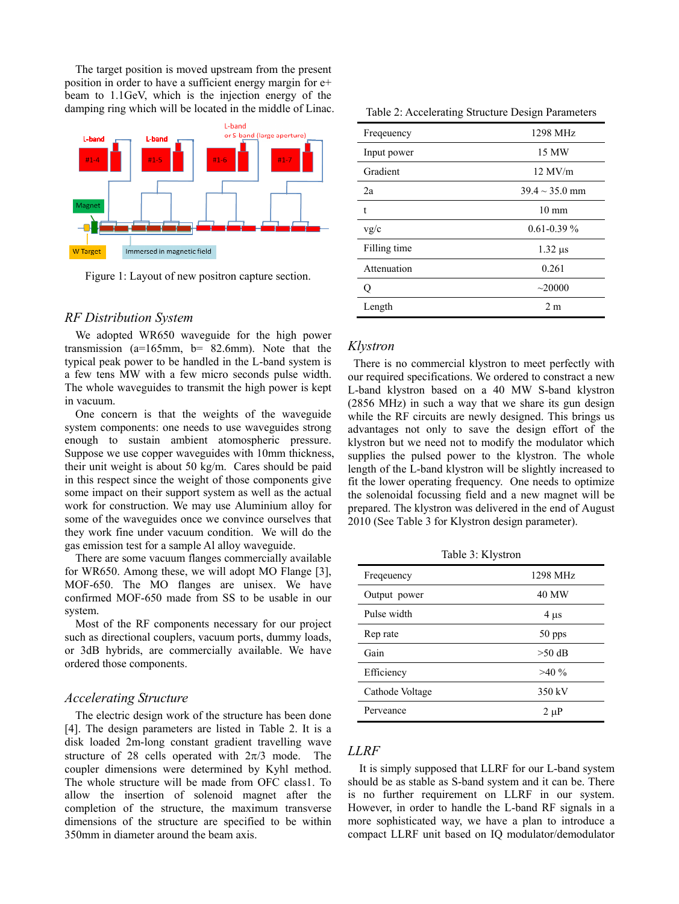The target position is moved upstream from the present position in order to have a sufficient energy margin for e+ beam to 1.1GeV, which is the injection energy of the damping ring which will be located in the middle of Linac.

Figure 1: Layout of new positron capture section.

### *RF Distribution System*

We adopted WR650 waveguide for the high power transmission (a=165mm, b= 82.6mm). Note that the typical peak power to be handled in the L-band system is a few tens MW with a few micro seconds pulse width. The whole waveguides to transmit the high power is kept in vacuum.

One concern is that the weights of the waveguide system components: one needs to use waveguides strong enough to sustain ambient atomospheric pressure. Suppose we use copper waveguides with 10mm thickness, their unit weight is about 50 kg/m. Cares should be paid in this respect since the weight of those components give some impact on their support system as well as the actual work for construction. We may use Aluminium alloy for some of the waveguides once we convince ourselves that they work fine under vacuum condition. We will do the gas emission test for a sample Al alloy waveguide.

There are some vacuum flanges commercially available for WR650. Among these, we will adopt MO Flange [3], MOF-650. The MO flanges are unisex. We have confirmed MOF-650 made from SS to be usable in our system.

Most of the RF components necessary for our project such as directional couplers, vacuum ports, dummy loads, or 3dB hybrids, are commercially available. We have ordered those components.

### *Accelerating Structure*

The electric design work of the structure has been done [4]. The design parameters are listed in Table 2. It is a disk loaded 2m-long constant gradient travelling wave structure of 28 cells operated with $2\pi/3$ mode. The coupler dimensions were determined by Kyhl method. The whole structure will be made from OFC class1. To allow the insertion of solenoid magnet after the completion of the structure, the maximum transverse dimensions of the structure are specified to be within 350mm in diameter around the beam axis.

Table 2: Accelerating Structure Design Parameters

| | |
|---|---|
| Freqeuency | 1298 MHz |
| Input power | 15 MW |
| Gradient | 12 MV/m |
| 2a | 39.4 ~ 35.0 mm |
| t | 10 mm |
| vg/c | 0.61-0.39 % |
| Filling time | 1.32 μs |
| Attenuation | 0.261 |
| Q | ~20000 |
| Length | 2 m |

### *Klystron*

There is no commercial klystron to meet perfectly with our required specifications. We ordered to construct a new L-band klystron based on a 40 MW S-band klystron (2856 MHz) in such a way that we share its gun design while the RF circuits are newly designed. This brings us advantages not only to save the design effort of the klystron but we need not to modify the modulator which supplies the pulsed power to the klystron. The whole length of the L-band klystron will be slightly increased to fit the lower operating frequency. One needs to optimize the solenoidal focussing field and a new magnet will be prepared. The klystron was delivered in the end of August 2010 (See Table 3 for Klystron design parameter).

Table 3: Klystron

| | |
|---|---|
| Freqeuency | 1298 MHz |
| Output power | 40 MW |
| Pulse width | 4 μs |
| Rep rate | 50 pps |
| Gain | >50 dB |
| Efficiency | >40 % |
| Cathode Voltage | 350 kV |
| Perveance | 2 μP |

### *LLRF*

It is simply supposed that LLRF for our L-band system should be as stable as S-band system and it can be. There is no further requirement on LLRF in our system. However, in order to handle the L-band RF signals in a more sophisticated way, we have a plan to introduce a compact LLRF unit based on IQ modulator/demodulator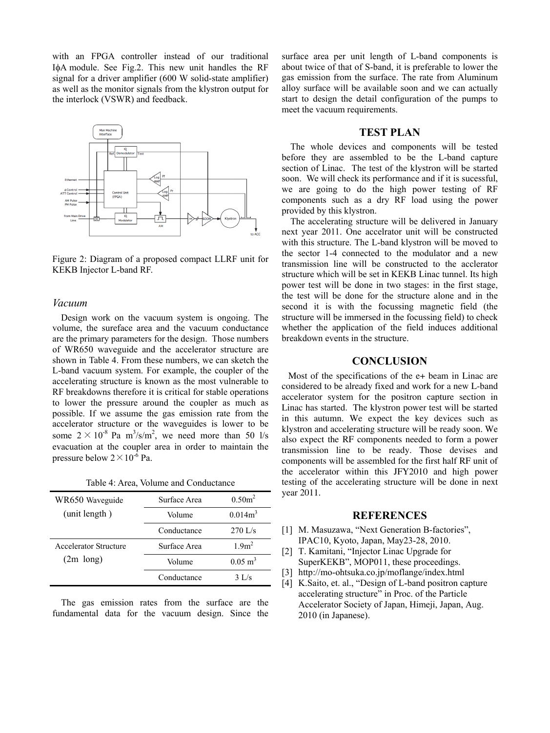with an FPGA controller instead of our traditional IϕA module. See Fig.2. This new unit handles the RF signal for a driver amplifier (600 W solid-state amplifier) as well as the monitor signals from the klystron output for the interlock (VSWR) and feedback.

Man Machine Interface
IQ Demodulator
Ref
Test
Ethernet
ϕ Control
ATT Control
AM Pulse
PM Pulse
Control Unit (FPGA)
Log AMP
Pf
Log AMP
Pr
from Main Drive Line
DC
IQ Modulator
AM
600W
Klystron
to ACC

Figure 2: Diagram of a proposed compact LLRF unit for KEKB Injector L-band RF.

### *Vacuum*

Design work on the vacuum system is ongoing. The volume, the sureface area and the vacuum conductance are the primary parameters for the design. Those numbers of WR650 waveguide and the accelerator structure are shown in Table 4. From these numbers, we can sketch the L-band vacuum system. For example, the coupler of the accelerating structure is known as the most vulnerable to RF breakdowns therefore it is critical for stable operations to lower the pressure around the coupler as much as possible. If we assume the gas emission rate from the accelerator structure or the waveguides is lower to be some $2 \times 10^{-8}$ Pa m$^3$/s/m$^2$, we need more than 50 l/s evacuation at the coupler area in order to maintain the pressure below $2 \times 10^{-6}$ Pa.

Table 4: Area, Volume and Conductance

| | | |
|---|---|---|
| WR650 Waveguide (unit length ) | Surface Area | 0.50m$^2$ |
| | Volume | 0.014m$^3$ |
| | Conductance | 270 L/s |
| Accelerator Structure (2m long) | Surface Area | 1.9m$^2$ |
| | Volume | 0.05 m$^3$ |
| | Conductance | 3 L/s |

The gas emission rates from the surface are the fundamental data for the vacuum design. Since the surface area per unit length of L-band components is about twice of that of S-band, it is preferable to lower the gas emission from the surface. The rate from Aluminum alloy surface will be available soon and we can actually start to design the detail configuration of the pumps to meet the vacuum requirements.

## TEST PLAN

The whole devices and components will be tested before they are assembled to be the L-band capture section of Linac. The test of the klystron will be started soon. We will check its performance and if it is sucessful, we are going to do the high power testing of RF components such as a dry RF load using the power provided by this klystron.

The accelerating structure will be delivered in January next year 2011. One accelrator unit will be constructed with this structure. The L-band klystron will be moved to the sector 1-4 connected to the modulator and a new transmission line will be constructed to the acclerator structure which will be set in KEKB Linac tunnel. Its high power test will be done in two stages: in the first stage, the test will be done for the structure alone and in the second it is with the focussing magnetic field (the structure will be immersed in the focussing field) to check whether the application of the field induces additional breakdown events in the structure.

## CONCLUSION

Most of the specifications of the e+ beam in Linac are considered to be already fixed and work for a new L-band accelerator system for the positron capture section in Linac has started. The klystron power test will be started in this autumn. We expect the key devices such as klystron and accelerating structure will be ready soon. We also expect the RF components needed to form a power transmission line to be ready. Those devises and components will be assembled for the first half RF unit of the accelerator within this JFY2010 and high power testing of the accelerating structure will be done in next year 2011.

## REFERENCES

[1] M. Masuzawa, "Next Generation B-factories", IPAC10, Kyoto, Japan, May23-28, 2010.

[2] T. Kamitani, "Injector Linac Upgrade for SuperKEKB", MOP011, these proceedings.

[3] http://mo-ohtsuka.co.jp/moflange/index.html

[4] K.Saito, et. al., "Design of L-band positron capture accelerating structure" in Proc. of the Particle Accelerator Society of Japan, Himeji, Japan, Aug. 2010 (in Japanese).